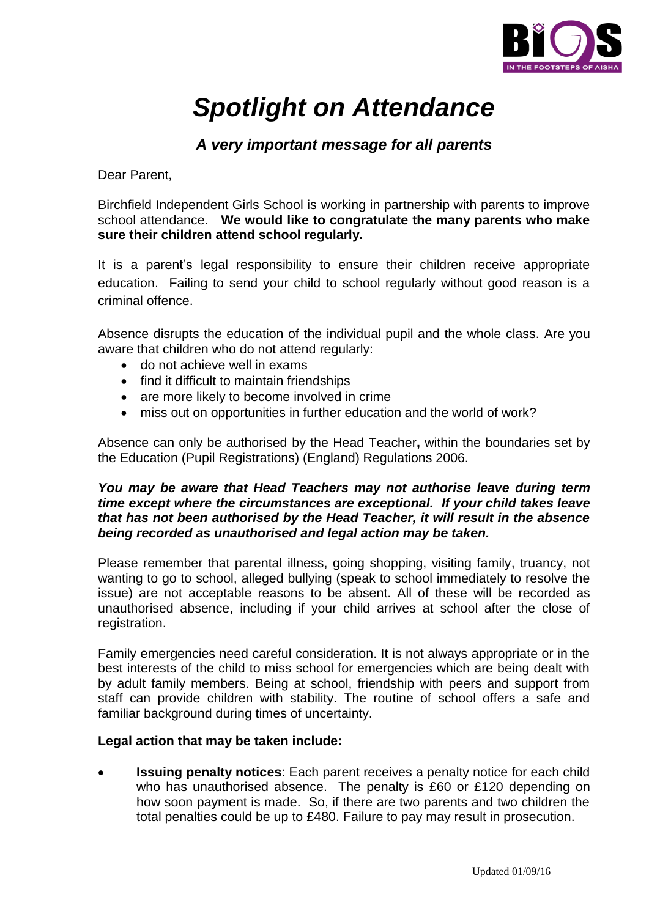# *Spotlight on Attendance*

## *A very important message for all parents*

Dear Parent,

Birchfield Independent Girls School is working in partnership with parents to improve school attendance. **We would like to congratulate the many parents who make sure their children attend school regularly.**

It is a parent's legal responsibility to ensure their children receive appropriate education. Failing to send your child to school regularly without good reason is a criminal offence.

Absence disrupts the education of the individual pupil and the whole class. Are you aware that children who do not attend regularly:

- do not achieve well in exams
- find it difficult to maintain friendships
- are more likely to become involved in crime
- miss out on opportunities in further education and the world of work?

Absence can only be authorised by the Head Teacher**,** within the boundaries set by the Education (Pupil Registrations) (England) Regulations 2006.

***You may be aware that Head Teachers may not authorise leave during term time except where the circumstances are exceptional. If your child takes leave that has not been authorised by the Head Teacher, it will result in the absence being recorded as unauthorised and legal action may be taken.***

Please remember that parental illness, going shopping, visiting family, truancy, not wanting to go to school, alleged bullying (speak to school immediately to resolve the issue) are not acceptable reasons to be absent. All of these will be recorded as unauthorised absence, including if your child arrives at school after the close of registration.

Family emergencies need careful consideration. It is not always appropriate or in the best interests of the child to miss school for emergencies which are being dealt with by adult family members. Being at school, friendship with peers and support from staff can provide children with stability. The routine of school offers a safe and familiar background during times of uncertainty.

**Legal action that may be taken include:**

- **Issuing penalty notices**: Each parent receives a penalty notice for each child who has unauthorised absence. The penalty is £60 or £120 depending on how soon payment is made. So, if there are two parents and two children the total penalties could be up to £480. Failure to pay may result in prosecution.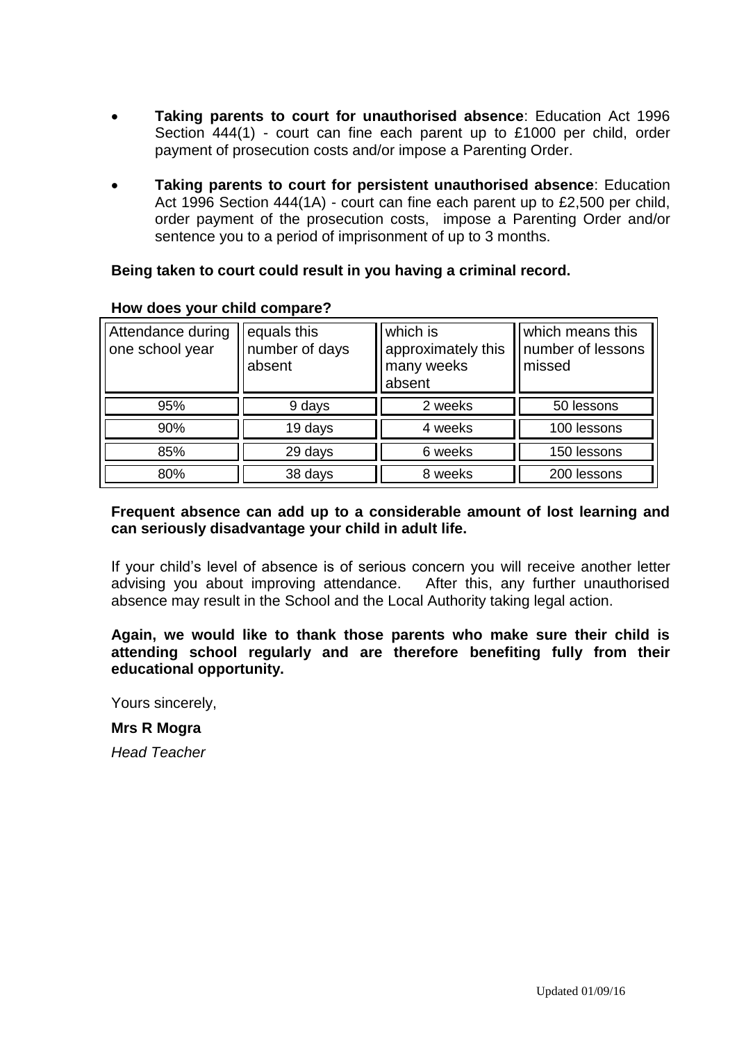- **Taking parents to court for unauthorised absence**: Education Act 1996 Section 444(1) - court can fine each parent up to £1000 per child, order payment of prosecution costs and/or impose a Parenting Order.
- **Taking parents to court for persistent unauthorised absence**: Education Act 1996 Section 444(1A) - court can fine each parent up to £2,500 per child, order payment of the prosecution costs, impose a Parenting Order and/or sentence you to a period of imprisonment of up to 3 months.

**Being taken to court could result in you having a criminal record.**

**How does your child compare?**

| Attendance during one school year | equals this number of days absent | which is approximately this many weeks absent | which means this number of lessons missed |
|---|---|---|---|
| 95% | 9 days | 2 weeks | 50 lessons |
| 90% | 19 days | 4 weeks | 100 lessons |
| 85% | 29 days | 6 weeks | 150 lessons |
| 80% | 38 days | 8 weeks | 200 lessons |

**Frequent absence can add up to a considerable amount of lost learning and can seriously disadvantage your child in adult life.**

If your child's level of absence is of serious concern you will receive another letter advising you about improving attendance. After this, any further unauthorised absence may result in the School and the Local Authority taking legal action.

**Again, we would like to thank those parents who make sure their child is attending school regularly and are therefore benefiting fully from their educational opportunity.**

Yours sincerely,

**Mrs R Mogra**

*Head Teacher*

Updated 01/09/16